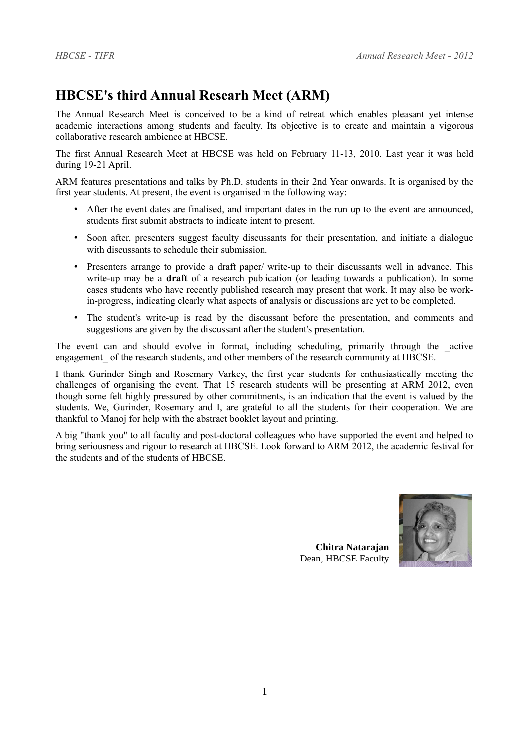# HBCSE's third Annual Researh Meet (ARM)

The Annual Research Meet is conceived to be a kind of retreat which enables pleasant yet intense academic interactions among students and faculty. Its objective is to create and maintain a vigorous collaborative research ambience at HBCSE.

The first Annual Research Meet at HBCSE was held on February 11-13, 2010. Last year it was held during 19-21 April.

ARM features presentations and talks by Ph.D. students in their 2nd Year onwards. It is organised by the first year students. At present, the event is organised in the following way:

- After the event dates are finalised, and important dates in the run up to the event are announced, students first submit abstracts to indicate intent to present.
- Soon after, presenters suggest faculty discussants for their presentation, and initiate a dialogue with discussants to schedule their submission.
- Presenters arrange to provide a draft paper/ write-up to their discussants well in advance. This write-up may be a **draft** of a research publication (or leading towards a publication). In some cases students who have recently published research may present that work. It may also be work-in-progress, indicating clearly what aspects of analysis or discussions are yet to be completed.
- The student's write-up is read by the discussant before the presentation, and comments and suggestions are given by the discussant after the student's presentation.

The event can and should evolve in format, including scheduling, primarily through the _active engagement_ of the research students, and other members of the research community at HBCSE.

I thank Gurinder Singh and Rosemary Varkey, the first year students for enthusiastically meeting the challenges of organising the event. That 15 research students will be presenting at ARM 2012, even though some felt highly pressured by other commitments, is an indication that the event is valued by the students. We, Gurinder, Rosemary and I, are grateful to all the students for their cooperation. We are thankful to Manoj for help with the abstract booklet layout and printing.

A big "thank you" to all faculty and post-doctoral colleagues who have supported the event and helped to bring seriousness and rigour to research at HBCSE. Look forward to ARM 2012, the academic festival for the students and of the students of HBCSE.

**Chitra Natarajan**
Dean, HBCSE Faculty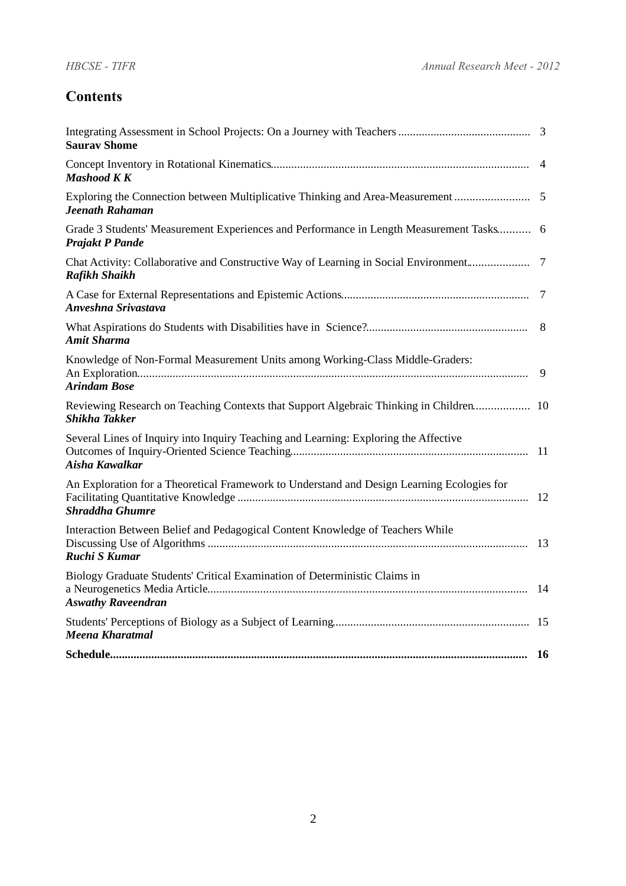# Contents

| | |
|---|---|
| Integrating Assessment in School Projects: On a Journey with Teachers<br>**Saurav Shome** | 3 |
| Concept Inventory in Rotational Kinematics<br>***Mashood K K*** | 4 |
| Exploring the Connection between Multiplicative Thinking and Area-Measurement<br>***Jeenath Rahaman*** | 5 |
| Grade 3 Students' Measurement Experiences and Performance in Length Measurement Tasks<br>***Prajakt P Pande*** | 6 |
| Chat Activity: Collaborative and Constructive Way of Learning in Social Environment<br>***Rafikh Shaikh*** | 7 |
| A Case for External Representations and Epistemic Actions<br>***Anveshna Srivastava*** | 7 |
| What Aspirations do Students with Disabilities have in Science?<br>***Amit Sharma*** | 8 |
| Knowledge of Non-Formal Measurement Units among Working-Class Middle-Graders: An Exploration<br>***Arindam Bose*** | 9 |
| Reviewing Research on Teaching Contexts that Support Algebraic Thinking in Children<br>***Shikha Takker*** | 10 |
| Several Lines of Inquiry into Inquiry Teaching and Learning: Exploring the Affective Outcomes of Inquiry-Oriented Science Teaching<br>***Aisha Kawalkar*** | 11 |
| An Exploration for a Theoretical Framework to Understand and Design Learning Ecologies for Facilitating Quantitative Knowledge<br>***Shraddha Ghumre*** | 12 |
| Interaction Between Belief and Pedagogical Content Knowledge of Teachers While Discussing Use of Algorithms<br>***Ruchi S Kumar*** | 13 |
| Biology Graduate Students' Critical Examination of Deterministic Claims in a Neurogenetics Media Article<br>***Aswathy Raveendran*** | 14 |
| Students' Perceptions of Biology as a Subject of Learning<br>***Meena Kharatmal*** | 15 |
| **Schedule** | **16** |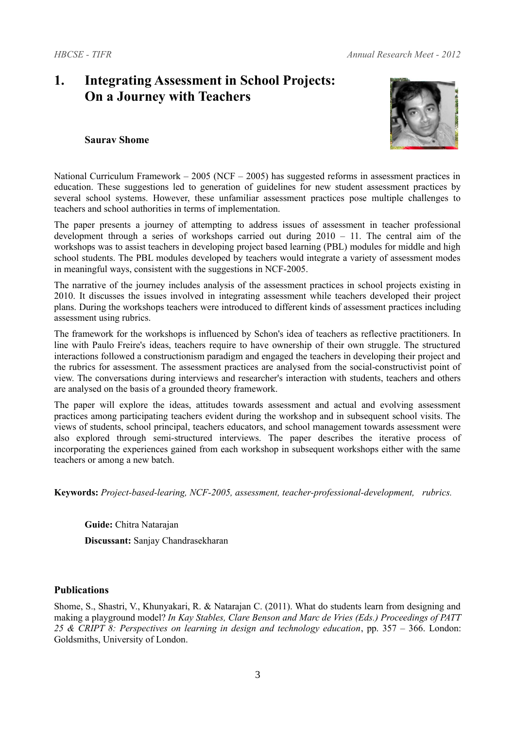# 1. Integrating Assessment in School Projects: On a Journey with Teachers

**Saurav Shome**

National Curriculum Framework – 2005 (NCF – 2005) has suggested reforms in assessment practices in education. These suggestions led to generation of guidelines for new student assessment practices by several school systems. However, these unfamiliar assessment practices pose multiple challenges to teachers and school authorities in terms of implementation.

The paper presents a journey of attempting to address issues of assessment in teacher professional development through a series of workshops carried out during 2010 – 11. The central aim of the workshops was to assist teachers in developing project based learning (PBL) modules for middle and high school students. The PBL modules developed by teachers would integrate a variety of assessment modes in meaningful ways, consistent with the suggestions in NCF-2005.

The narrative of the journey includes analysis of the assessment practices in school projects existing in 2010. It discusses the issues involved in integrating assessment while teachers developed their project plans. During the workshops teachers were introduced to different kinds of assessment practices including assessment using rubrics.

The framework for the workshops is influenced by Schon's idea of teachers as reflective practitioners. In line with Paulo Freire's ideas, teachers require to have ownership of their own struggle. The structured interactions followed a constructionism paradigm and engaged the teachers in developing their project and the rubrics for assessment. The assessment practices are analysed from the social-constructivist point of view. The conversations during interviews and researcher's interaction with students, teachers and others are analysed on the basis of a grounded theory framework.

The paper will explore the ideas, attitudes towards assessment and actual and evolving assessment practices among participating teachers evident during the workshop and in subsequent school visits. The views of students, school principal, teachers educators, and school management towards assessment were also explored through semi-structured interviews. The paper describes the iterative process of incorporating the experiences gained from each workshop in subsequent workshops either with the same teachers or among a new batch.

**Keywords:** *Project-based-learing, NCF-2005, assessment, teacher-professional-development, rubrics.*

**Guide:** Chitra Natarajan

**Discussant:** Sanjay Chandrasekharan

## Publications

Shome, S., Shastri, V., Khunyakari, R. & Natarajan C. (2011). What do students learn from designing and making a playground model? *In Kay Stables, Clare Benson and Marc de Vries (Eds.) Proceedings of PATT 25 & CRIPT 8: Perspectives on learning in design and technology education*, pp. 357 – 366. London: Goldsmiths, University of London.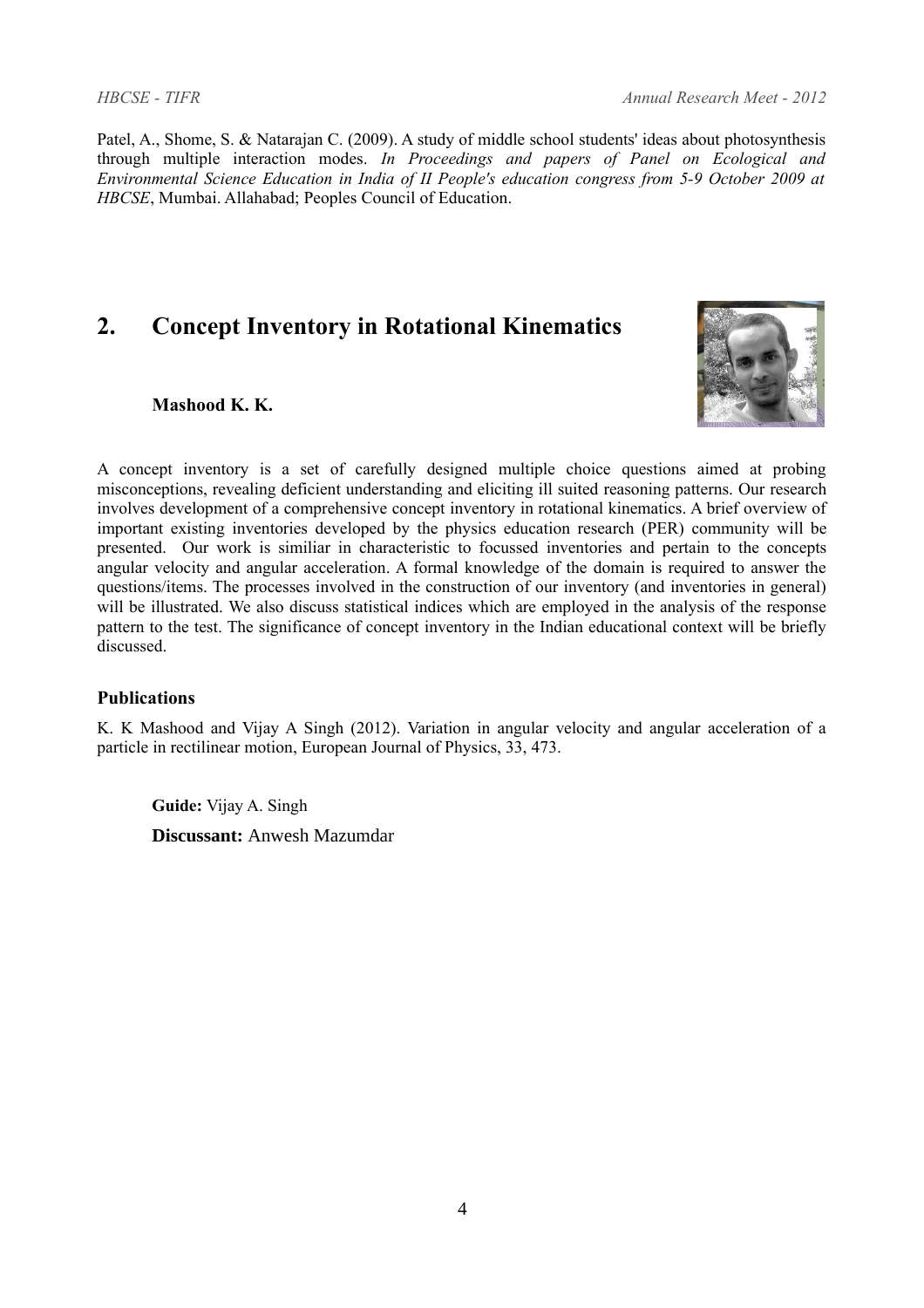Patel, A., Shome, S. & Natarajan C. (2009). A study of middle school students' ideas about photosynthesis through multiple interaction modes. *In Proceedings and papers of Panel on Ecological and Environmental Science Education in India of II People's education congress from 5-9 October 2009 at HBCSE*, Mumbai. Allahabad; Peoples Council of Education.

## 2. Concept Inventory in Rotational Kinematics

**Mashood K. K.**

A concept inventory is a set of carefully designed multiple choice questions aimed at probing misconceptions, revealing deficient understanding and eliciting ill suited reasoning patterns. Our research involves development of a comprehensive concept inventory in rotational kinematics. A brief overview of important existing inventories developed by the physics education research (PER) community will be presented. Our work is similiar in characteristic to focussed inventories and pertain to the concepts angular velocity and angular acceleration. A formal knowledge of the domain is required to answer the questions/items. The processes involved in the construction of our inventory (and inventories in general) will be illustrated. We also discuss statistical indices which are employed in the analysis of the response pattern to the test. The significance of concept inventory in the Indian educational context will be briefly discussed.

### Publications

K. K Mashood and Vijay A Singh (2012). Variation in angular velocity and angular acceleration of a particle in rectilinear motion, European Journal of Physics, 33, 473.

**Guide:** Vijay A. Singh

**Discussant:** Anwesh Mazumdar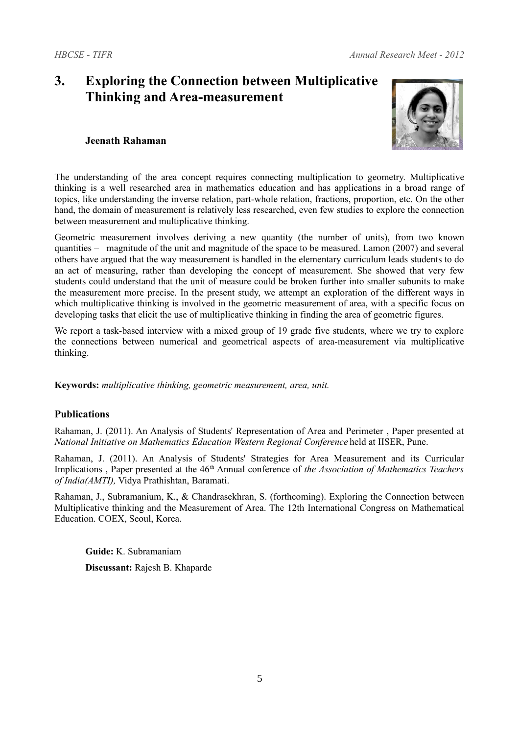# 3. Exploring the Connection between Multiplicative Thinking and Area-measurement

**Jeenath Rahaman**

The understanding of the area concept requires connecting multiplication to geometry. Multiplicative thinking is a well researched area in mathematics education and has applications in a broad range of topics, like understanding the inverse relation, part-whole relation, fractions, proportion, etc. On the other hand, the domain of measurement is relatively less researched, even few studies to explore the connection between measurement and multiplicative thinking.

Geometric measurement involves deriving a new quantity (the number of units), from two known quantities – magnitude of the unit and magnitude of the space to be measured. Lamon (2007) and several others have argued that the way measurement is handled in the elementary curriculum leads students to do an act of measuring, rather than developing the concept of measurement. She showed that very few students could understand that the unit of measure could be broken further into smaller subunits to make the measurement more precise. In the present study, we attempt an exploration of the different ways in which multiplicative thinking is involved in the geometric measurement of area, with a specific focus on developing tasks that elicit the use of multiplicative thinking in finding the area of geometric figures.

We report a task-based interview with a mixed group of 19 grade five students, where we try to explore the connections between numerical and geometrical aspects of area-measurement via multiplicative thinking.

**Keywords:** *multiplicative thinking, geometric measurement, area, unit.*

### Publications

Rahaman, J. (2011). An Analysis of Students' Representation of Area and Perimeter , Paper presented at *National Initiative on Mathematics Education Western Regional Conference* held at IISER, Pune.

Rahaman, J. (2011). An Analysis of Students' Strategies for Area Measurement and its Curricular Implications , Paper presented at the 46th Annual conference of *the Association of Mathematics Teachers of India(AMTI),* Vidya Prathishtan, Baramati.

Rahaman, J., Subramanium, K., & Chandrasekhran, S. (forthcoming). Exploring the Connection between Multiplicative thinking and the Measurement of Area. The 12th International Congress on Mathematical Education. COEX, Seoul, Korea.

**Guide:** K. Subramaniam

**Discussant:** Rajesh B. Khaparde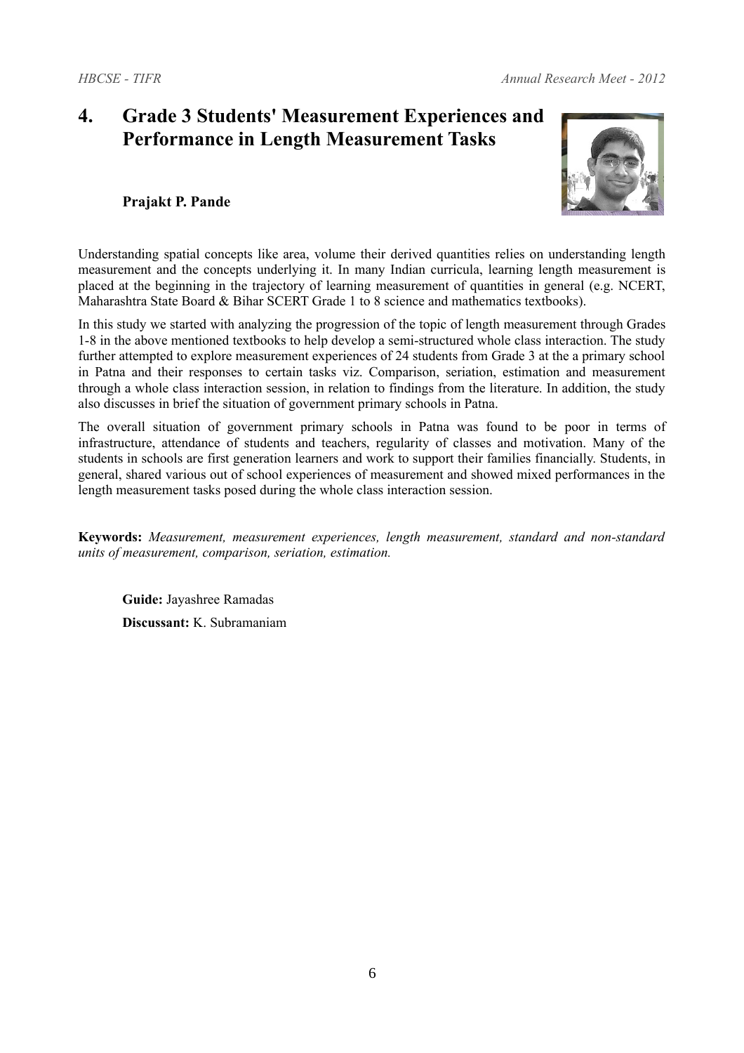# 4. Grade 3 Students' Measurement Experiences and Performance in Length Measurement Tasks

**Prajakt P. Pande**

Understanding spatial concepts like area, volume their derived quantities relies on understanding length measurement and the concepts underlying it. In many Indian curricula, learning length measurement is placed at the beginning in the trajectory of learning measurement of quantities in general (e.g. NCERT, Maharashtra State Board & Bihar SCERT Grade 1 to 8 science and mathematics textbooks).

In this study we started with analyzing the progression of the topic of length measurement through Grades 1-8 in the above mentioned textbooks to help develop a semi-structured whole class interaction. The study further attempted to explore measurement experiences of 24 students from Grade 3 at the a primary school in Patna and their responses to certain tasks viz. Comparison, seriation, estimation and measurement through a whole class interaction session, in relation to findings from the literature. In addition, the study also discusses in brief the situation of government primary schools in Patna.

The overall situation of government primary schools in Patna was found to be poor in terms of infrastructure, attendance of students and teachers, regularity of classes and motivation. Many of the students in schools are first generation learners and work to support their families financially. Students, in general, shared various out of school experiences of measurement and showed mixed performances in the length measurement tasks posed during the whole class interaction session.

**Keywords:** *Measurement, measurement experiences, length measurement, standard and non-standard units of measurement, comparison, seriation, estimation.*

**Guide:** Jayashree Ramadas

**Discussant:** K. Subramaniam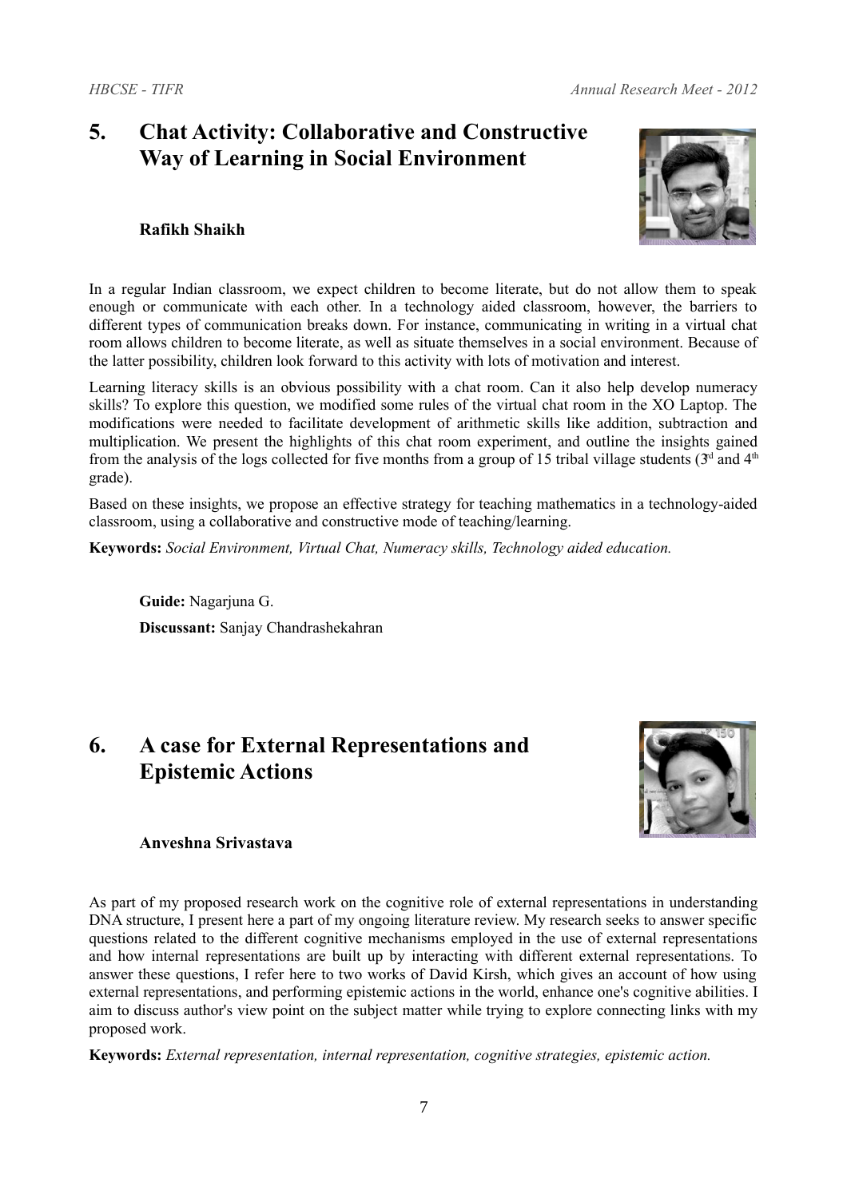## 5. Chat Activity: Collaborative and Constructive Way of Learning in Social Environment

**Rafikh Shaikh**

In a regular Indian classroom, we expect children to become literate, but do not allow them to speak enough or communicate with each other. In a technology aided classroom, however, the barriers to different types of communication breaks down. For instance, communicating in writing in a virtual chat room allows children to become literate, as well as situate themselves in a social environment. Because of the latter possibility, children look forward to this activity with lots of motivation and interest.

Learning literacy skills is an obvious possibility with a chat room. Can it also help develop numeracy skills? To explore this question, we modified some rules of the virtual chat room in the XO Laptop. The modifications were needed to facilitate development of arithmetic skills like addition, subtraction and multiplication. We present the highlights of this chat room experiment, and outline the insights gained from the analysis of the logs collected for five months from a group of 15 tribal village students (3rd and 4th grade).

Based on these insights, we propose an effective strategy for teaching mathematics in a technology-aided classroom, using a collaborative and constructive mode of teaching/learning.

**Keywords:** *Social Environment, Virtual Chat, Numeracy skills, Technology aided education.*

**Guide:** Nagarjuna G.

**Discussant:** Sanjay Chandrashekahran

## 6. A case for External Representations and Epistemic Actions

**Anveshna Srivastava**

As part of my proposed research work on the cognitive role of external representations in understanding DNA structure, I present here a part of my ongoing literature review. My research seeks to answer specific questions related to the different cognitive mechanisms employed in the use of external representations and how internal representations are built up by interacting with different external representations. To answer these questions, I refer here to two works of David Kirsh, which gives an account of how using external representations, and performing epistemic actions in the world, enhance one's cognitive abilities. I aim to discuss author's view point on the subject matter while trying to explore connecting links with my proposed work.

**Keywords:** *External representation, internal representation, cognitive strategies, epistemic action.*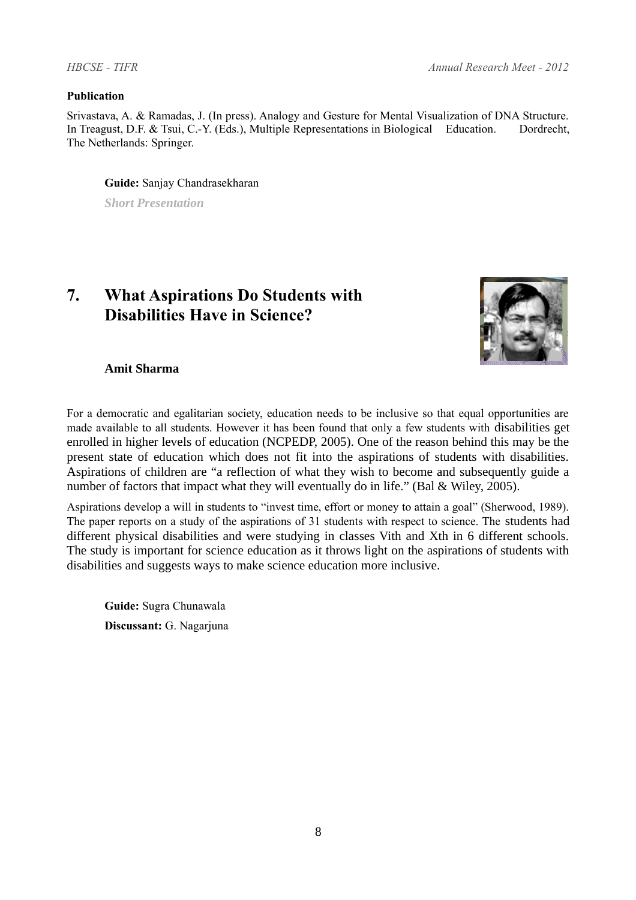**Publication**

Srivastava, A. & Ramadas, J. (In press). Analogy and Gesture for Mental Visualization of DNA Structure. In Treagust, D.F. & Tsui, C.-Y. (Eds.), Multiple Representations in Biological Education. Dordrecht, The Netherlands: Springer.

**Guide:** Sanjay Chandrasekharan

***Short Presentation***

## 7. What Aspirations Do Students with Disabilities Have in Science?

**Amit Sharma**

For a democratic and egalitarian society, education needs to be inclusive so that equal opportunities are made available to all students. However it has been found that only a few students with disabilities get enrolled in higher levels of education (NCPEDP, 2005). One of the reason behind this may be the present state of education which does not fit into the aspirations of students with disabilities. Aspirations of children are "a reflection of what they wish to become and subsequently guide a number of factors that impact what they will eventually do in life." (Bal & Wiley, 2005).

Aspirations develop a will in students to "invest time, effort or money to attain a goal" (Sherwood, 1989). The paper reports on a study of the aspirations of 31 students with respect to science. The students had different physical disabilities and were studying in classes Vith and Xth in 6 different schools. The study is important for science education as it throws light on the aspirations of students with disabilities and suggests ways to make science education more inclusive.

**Guide:** Sugra Chunawala

**Discussant:** G. Nagarjuna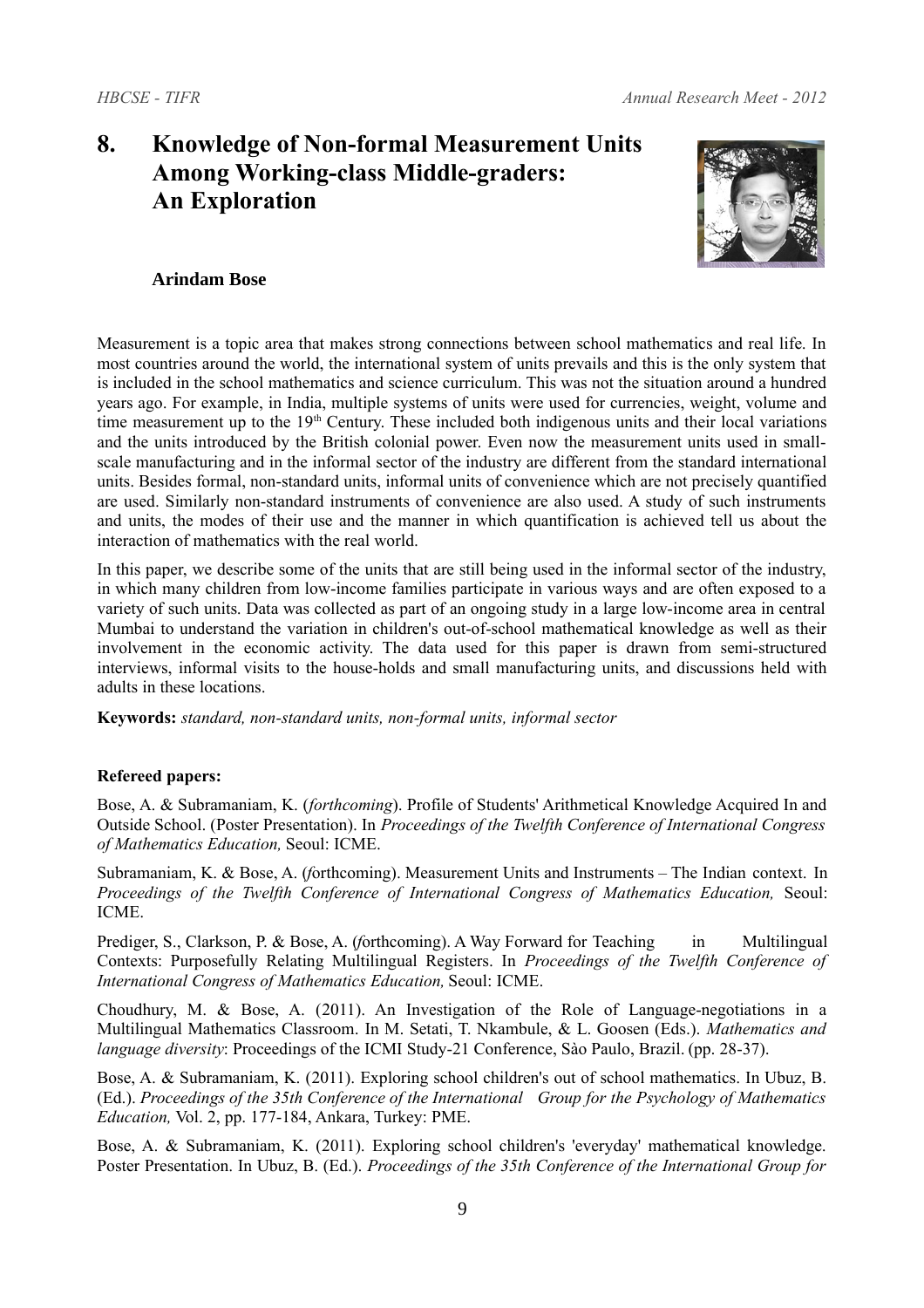# 8. Knowledge of Non-formal Measurement Units Among Working-class Middle-graders: An Exploration

**Arindam Bose**

Measurement is a topic area that makes strong connections between school mathematics and real life. In most countries around the world, the international system of units prevails and this is the only system that is included in the school mathematics and science curriculum. This was not the situation around a hundred years ago. For example, in India, multiple systems of units were used for currencies, weight, volume and time measurement up to the 19th Century. These included both indigenous units and their local variations and the units introduced by the British colonial power. Even now the measurement units used in small-scale manufacturing and in the informal sector of the industry are different from the standard international units. Besides formal, non-standard units, informal units of convenience which are not precisely quantified are used. Similarly non-standard instruments of convenience are also used. A study of such instruments and units, the modes of their use and the manner in which quantification is achieved tell us about the interaction of mathematics with the real world.

In this paper, we describe some of the units that are still being used in the informal sector of the industry, in which many children from low-income families participate in various ways and are often exposed to a variety of such units. Data was collected as part of an ongoing study in a large low-income area in central Mumbai to understand the variation in children's out-of-school mathematical knowledge as well as their involvement in the economic activity. The data used for this paper is drawn from semi-structured interviews, informal visits to the house-holds and small manufacturing units, and discussions held with adults in these locations.

**Keywords:** *standard, non-standard units, non-formal units, informal sector*

**Refereed papers:**

Bose, A. & Subramaniam, K. (*forthcoming*). Profile of Students' Arithmetical Knowledge Acquired In and Outside School. (Poster Presentation). In *Proceedings of the Twelfth Conference of International Congress of Mathematics Education,* Seoul: ICME.

Subramaniam, K. & Bose, A. (*f*orthcoming). Measurement Units and Instruments – The Indian context. In *Proceedings of the Twelfth Conference of International Congress of Mathematics Education,* Seoul: ICME.

Prediger, S., Clarkson, P. & Bose, A. (*f*orthcoming). A Way Forward for Teaching in Multilingual Contexts: Purposefully Relating Multilingual Registers. In *Proceedings of the Twelfth Conference of International Congress of Mathematics Education,* Seoul: ICME.

Choudhury, M. & Bose, A. (2011). An Investigation of the Role of Language-negotiations in a Multilingual Mathematics Classroom. In M. Setati, T. Nkambule, & L. Goosen (Eds.). *Mathematics and language diversity*: Proceedings of the ICMI Study-21 Conference, Sào Paulo, Brazil. (pp. 28-37).

Bose, A. & Subramaniam, K. (2011). Exploring school children's out of school mathematics. In Ubuz, B. (Ed.). *Proceedings of the 35th Conference of the International Group for the Psychology of Mathematics Education,* Vol. 2, pp. 177-184, Ankara, Turkey: PME.

Bose, A. & Subramaniam, K. (2011). Exploring school children's 'everyday' mathematical knowledge. Poster Presentation. In Ubuz, B. (Ed.). *Proceedings of the 35th Conference of the International Group for*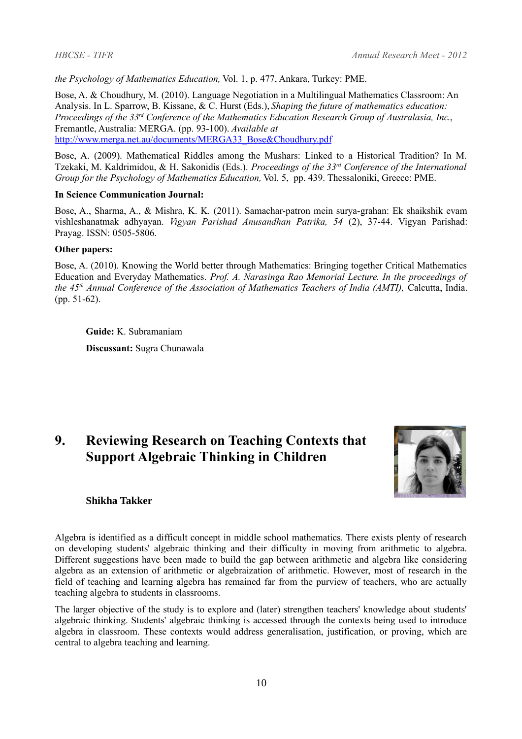*the Psychology of Mathematics Education,* Vol. 1, p. 477, Ankara, Turkey: PME.

Bose, A. & Choudhury, M. (2010). Language Negotiation in a Multilingual Mathematics Classroom: An Analysis. In L. Sparrow, B. Kissane, & C. Hurst (Eds.), *Shaping the future of mathematics education: Proceedings of the 33rd Conference of the Mathematics Education Research Group of Australasia, Inc.*, Fremantle, Australia: MERGA. (pp. 93-100). *Available at* http://www.merga.net.au/documents/MERGA33_Bose&Choudhury.pdf

Bose, A. (2009). Mathematical Riddles among the Mushars: Linked to a Historical Tradition? In M. Tzekaki, M. Kaldrimidou, & H. Sakonidis (Eds.). *Proceedings of the 33rd Conference of the International Group for the Psychology of Mathematics Education,* Vol. 5, pp. 439. Thessaloniki, Greece: PME.

**In Science Communication Journal:**

Bose, A., Sharma, A., & Mishra, K. K. (2011). Samachar-patron mein surya-grahan: Ek shaikshik evam vishleshanatmak adhyayan. *Vigyan Parishad Anusandhan Patrika, 54* (2), 37-44. Vigyan Parishad: Prayag. ISSN: 0505-5806.

**Other papers:**

Bose, A. (2010). Knowing the World better through Mathematics: Bringing together Critical Mathematics Education and Everyday Mathematics. *Prof. A. Narasinga Rao Memorial Lecture. In the proceedings of the 45th Annual Conference of the Association of Mathematics Teachers of India (AMTI),* Calcutta, India. (pp. 51-62).

**Guide:** K. Subramaniam

**Discussant:** Sugra Chunawala

## 9. Reviewing Research on Teaching Contexts that Support Algebraic Thinking in Children

**Shikha Takker**

Algebra is identified as a difficult concept in middle school mathematics. There exists plenty of research on developing students' algebraic thinking and their difficulty in moving from arithmetic to algebra. Different suggestions have been made to build the gap between arithmetic and algebra like considering algebra as an extension of arithmetic or algebraization of arithmetic. However, most of research in the field of teaching and learning algebra has remained far from the purview of teachers, who are actually teaching algebra to students in classrooms.

The larger objective of the study is to explore and (later) strengthen teachers' knowledge about students' algebraic thinking. Students' algebraic thinking is accessed through the contexts being used to introduce algebra in classroom. These contexts would address generalisation, justification, or proving, which are central to algebra teaching and learning.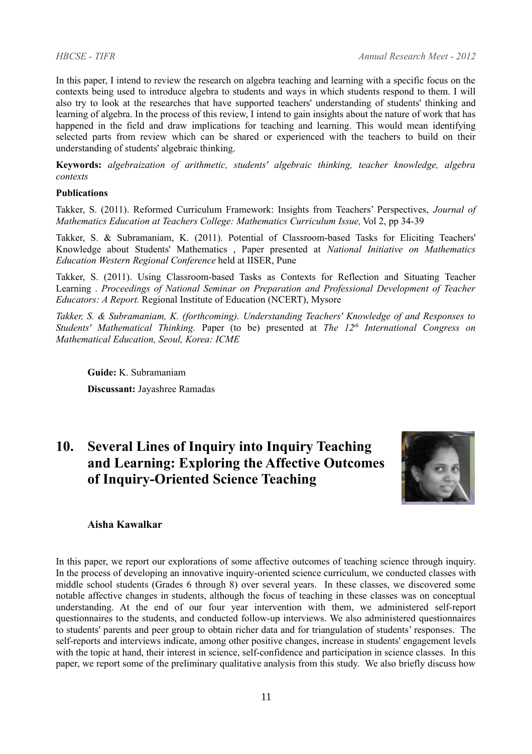In this paper, I intend to review the research on algebra teaching and learning with a specific focus on the contexts being used to introduce algebra to students and ways in which students respond to them. I will also try to look at the researches that have supported teachers' understanding of students' thinking and learning of algebra. In the process of this review, I intend to gain insights about the nature of work that has happened in the field and draw implications for teaching and learning. This would mean identifying selected parts from review which can be shared or experienced with the teachers to build on their understanding of students' algebraic thinking.

**Keywords:** *algebraization of arithmetic, students' algebraic thinking, teacher knowledge, algebra contexts*

**Publications**

Takker, S. (2011). Reformed Curriculum Framework: Insights from Teachers' Perspectives, *Journal of Mathematics Education at Teachers College: Mathematics Curriculum Issue,* Vol 2, pp 34-39

Takker, S. & Subramaniam, K. (2011). Potential of Classroom-based Tasks for Eliciting Teachers' Knowledge about Students' Mathematics , Paper presented at *National Initiative on Mathematics Education Western Regional Conference* held at IISER, Pune

Takker, S. (2011). Using Classroom-based Tasks as Contexts for Reflection and Situating Teacher Learning . *Proceedings of National Seminar on Preparation and Professional Development of Teacher Educators: A Report.* Regional Institute of Education (NCERT), Mysore

*Takker, S. & Subramaniam, K. (forthcoming). Understanding Teachers' Knowledge of and Responses to Students' Mathematical Thinking.* Paper (to be) presented at *The 12th International Congress on Mathematical Education, Seoul, Korea: ICME*

**Guide:** K. Subramaniam

**Discussant:** Jayashree Ramadas

## 10. Several Lines of Inquiry into Inquiry Teaching and Learning: Exploring the Affective Outcomes of Inquiry-Oriented Science Teaching

**Aisha Kawalkar**

In this paper, we report our explorations of some affective outcomes of teaching science through inquiry. In the process of developing an innovative inquiry-oriented science curriculum, we conducted classes with middle school students (Grades 6 through 8) over several years. In these classes, we discovered some notable affective changes in students, although the focus of teaching in these classes was on conceptual understanding. At the end of our four year intervention with them, we administered self-report questionnaires to the students, and conducted follow-up interviews. We also administered questionnaires to students' parents and peer group to obtain richer data and for triangulation of students' responses. The self-reports and interviews indicate, among other positive changes, increase in students' engagement levels with the topic at hand, their interest in science, self-confidence and participation in science classes. In this paper, we report some of the preliminary qualitative analysis from this study. We also briefly discuss how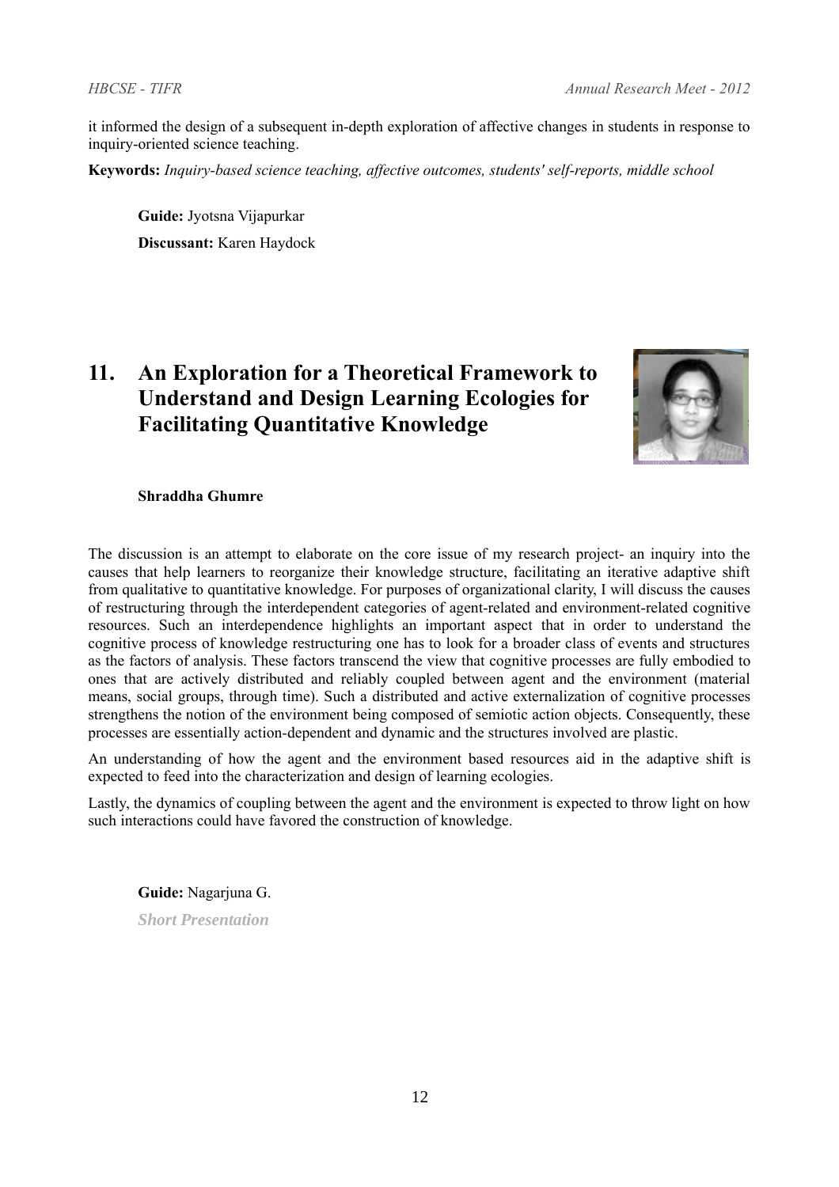it informed the design of a subsequent in-depth exploration of affective changes in students in response to inquiry-oriented science teaching.

**Keywords:** *Inquiry-based science teaching, affective outcomes, students' self-reports, middle school*

**Guide:** Jyotsna Vijapurkar

**Discussant:** Karen Haydock

## 11. An Exploration for a Theoretical Framework to Understand and Design Learning Ecologies for Facilitating Quantitative Knowledge

**Shraddha Ghumre**

The discussion is an attempt to elaborate on the core issue of my research project- an inquiry into the causes that help learners to reorganize their knowledge structure, facilitating an iterative adaptive shift from qualitative to quantitative knowledge. For purposes of organizational clarity, I will discuss the causes of restructuring through the interdependent categories of agent-related and environment-related cognitive resources. Such an interdependence highlights an important aspect that in order to understand the cognitive process of knowledge restructuring one has to look for a broader class of events and structures as the factors of analysis. These factors transcend the view that cognitive processes are fully embodied to ones that are actively distributed and reliably coupled between agent and the environment (material means, social groups, through time). Such a distributed and active externalization of cognitive processes strengthens the notion of the environment being composed of semiotic action objects. Consequently, these processes are essentially action-dependent and dynamic and the structures involved are plastic.

An understanding of how the agent and the environment based resources aid in the adaptive shift is expected to feed into the characterization and design of learning ecologies.

Lastly, the dynamics of coupling between the agent and the environment is expected to throw light on how such interactions could have favored the construction of knowledge.

**Guide:** Nagarjuna G.

***Short Presentation***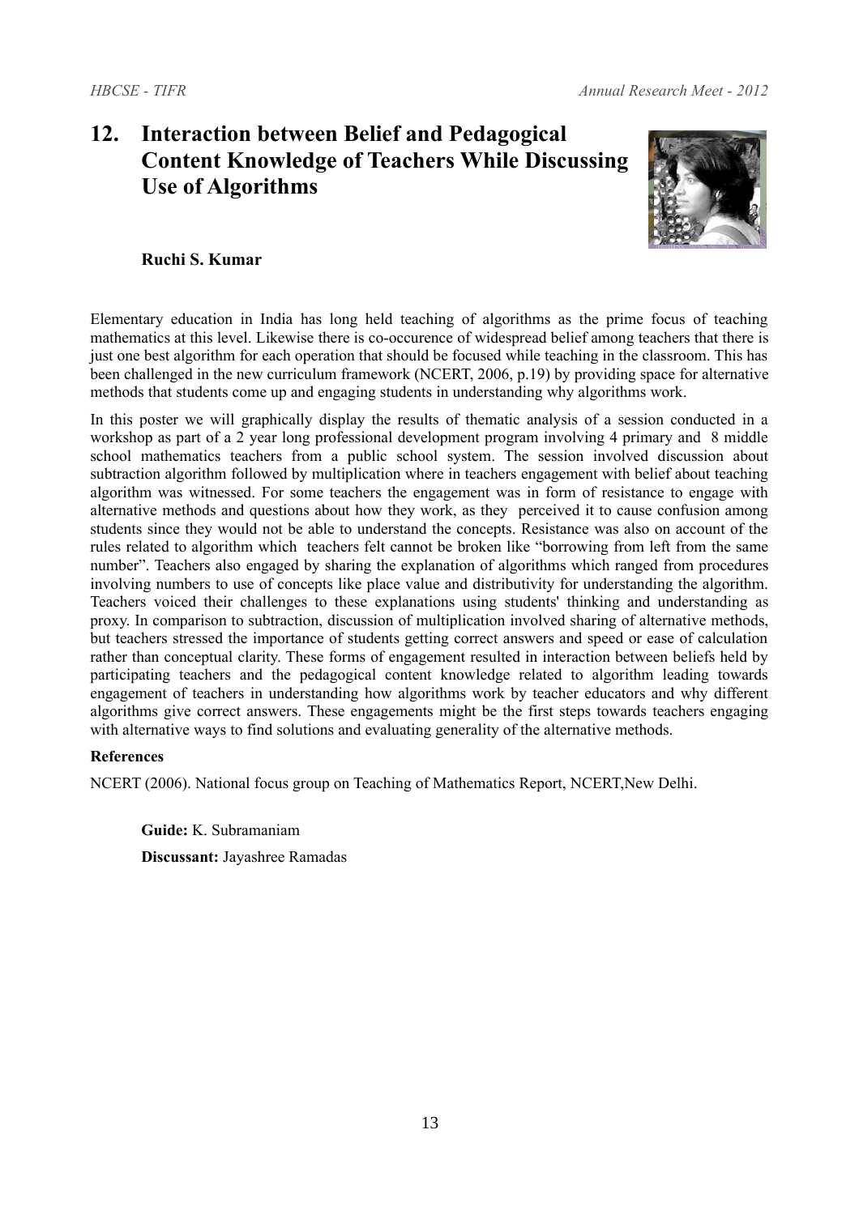## 12. Interaction between Belief and Pedagogical Content Knowledge of Teachers While Discussing Use of Algorithms

**Ruchi S. Kumar**

Elementary education in India has long held teaching of algorithms as the prime focus of teaching mathematics at this level. Likewise there is co-occurence of widespread belief among teachers that there is just one best algorithm for each operation that should be focused while teaching in the classroom. This has been challenged in the new curriculum framework (NCERT, 2006, p.19) by providing space for alternative methods that students come up and engaging students in understanding why algorithms work.

In this poster we will graphically display the results of thematic analysis of a session conducted in a workshop as part of a 2 year long professional development program involving 4 primary and 8 middle school mathematics teachers from a public school system. The session involved discussion about subtraction algorithm followed by multiplication where in teachers engagement with belief about teaching algorithm was witnessed. For some teachers the engagement was in form of resistance to engage with alternative methods and questions about how they work, as they perceived it to cause confusion among students since they would not be able to understand the concepts. Resistance was also on account of the rules related to algorithm which teachers felt cannot be broken like "borrowing from left from the same number". Teachers also engaged by sharing the explanation of algorithms which ranged from procedures involving numbers to use of concepts like place value and distributivity for understanding the algorithm. Teachers voiced their challenges to these explanations using students' thinking and understanding as proxy. In comparison to subtraction, discussion of multiplication involved sharing of alternative methods, but teachers stressed the importance of students getting correct answers and speed or ease of calculation rather than conceptual clarity. These forms of engagement resulted in interaction between beliefs held by participating teachers and the pedagogical content knowledge related to algorithm leading towards engagement of teachers in understanding how algorithms work by teacher educators and why different algorithms give correct answers. These engagements might be the first steps towards teachers engaging with alternative ways to find solutions and evaluating generality of the alternative methods.

**References**

NCERT (2006). National focus group on Teaching of Mathematics Report, NCERT,New Delhi.

**Guide:** K. Subramaniam

**Discussant:** Jayashree Ramadas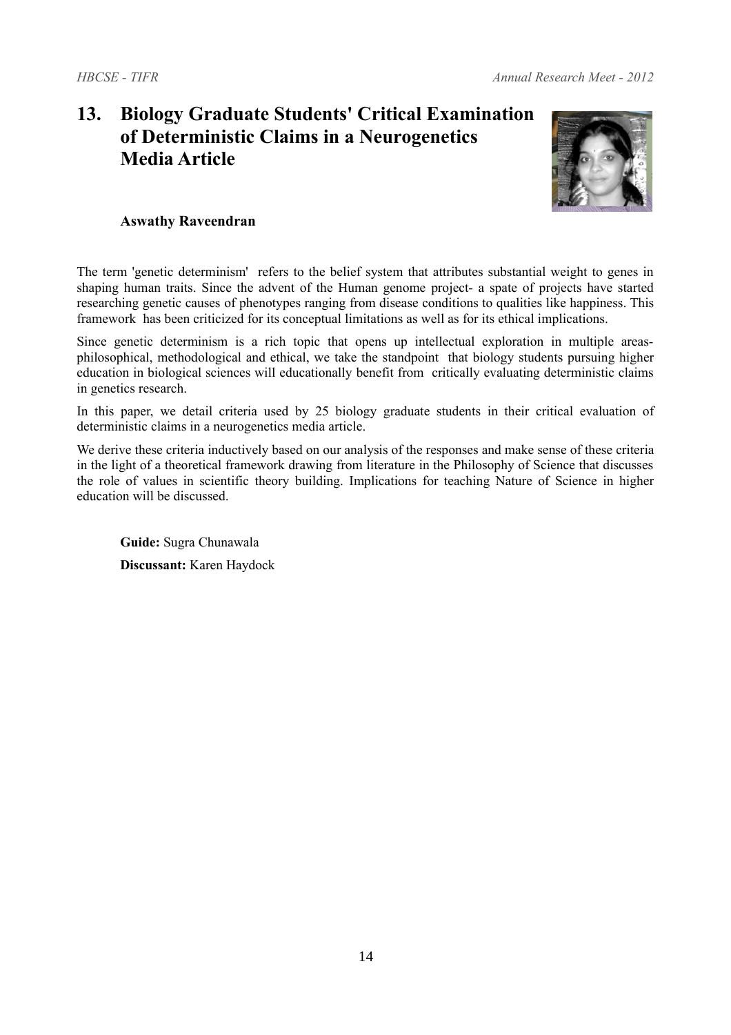# 13. Biology Graduate Students' Critical Examination of Deterministic Claims in a Neurogenetics Media Article

**Aswathy Raveendran**

The term 'genetic determinism' refers to the belief system that attributes substantial weight to genes in shaping human traits. Since the advent of the Human genome project- a spate of projects have started researching genetic causes of phenotypes ranging from disease conditions to qualities like happiness. This framework has been criticized for its conceptual limitations as well as for its ethical implications.

Since genetic determinism is a rich topic that opens up intellectual exploration in multiple areas- philosophical, methodological and ethical, we take the standpoint that biology students pursuing higher education in biological sciences will educationally benefit from critically evaluating deterministic claims in genetics research.

In this paper, we detail criteria used by 25 biology graduate students in their critical evaluation of deterministic claims in a neurogenetics media article.

We derive these criteria inductively based on our analysis of the responses and make sense of these criteria in the light of a theoretical framework drawing from literature in the Philosophy of Science that discusses the role of values in scientific theory building. Implications for teaching Nature of Science in higher education will be discussed.

**Guide:** Sugra Chunawala

**Discussant:** Karen Haydock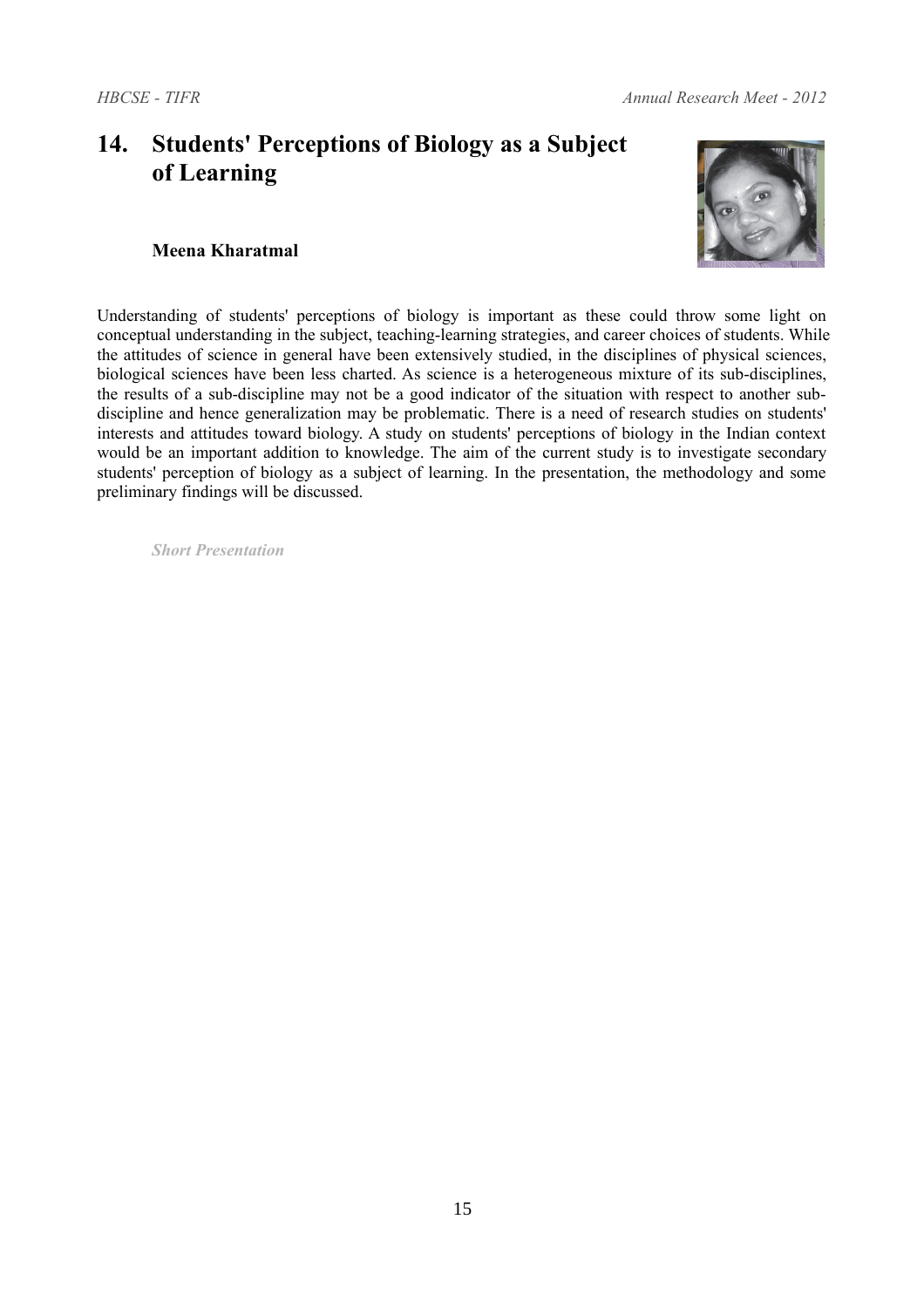## 14. Students' Perceptions of Biology as a Subject of Learning

**Meena Kharatmal**

Understanding of students' perceptions of biology is important as these could throw some light on conceptual understanding in the subject, teaching-learning strategies, and career choices of students. While the attitudes of science in general have been extensively studied, in the disciplines of physical sciences, biological sciences have been less charted. As science is a heterogeneous mixture of its sub-disciplines, the results of a sub-discipline may not be a good indicator of the situation with respect to another sub-discipline and hence generalization may be problematic. There is a need of research studies on students' interests and attitudes toward biology. A study on students' perceptions of biology in the Indian context would be an important addition to knowledge. The aim of the current study is to investigate secondary students' perception of biology as a subject of learning. In the presentation, the methodology and some preliminary findings will be discussed.

***Short Presentation***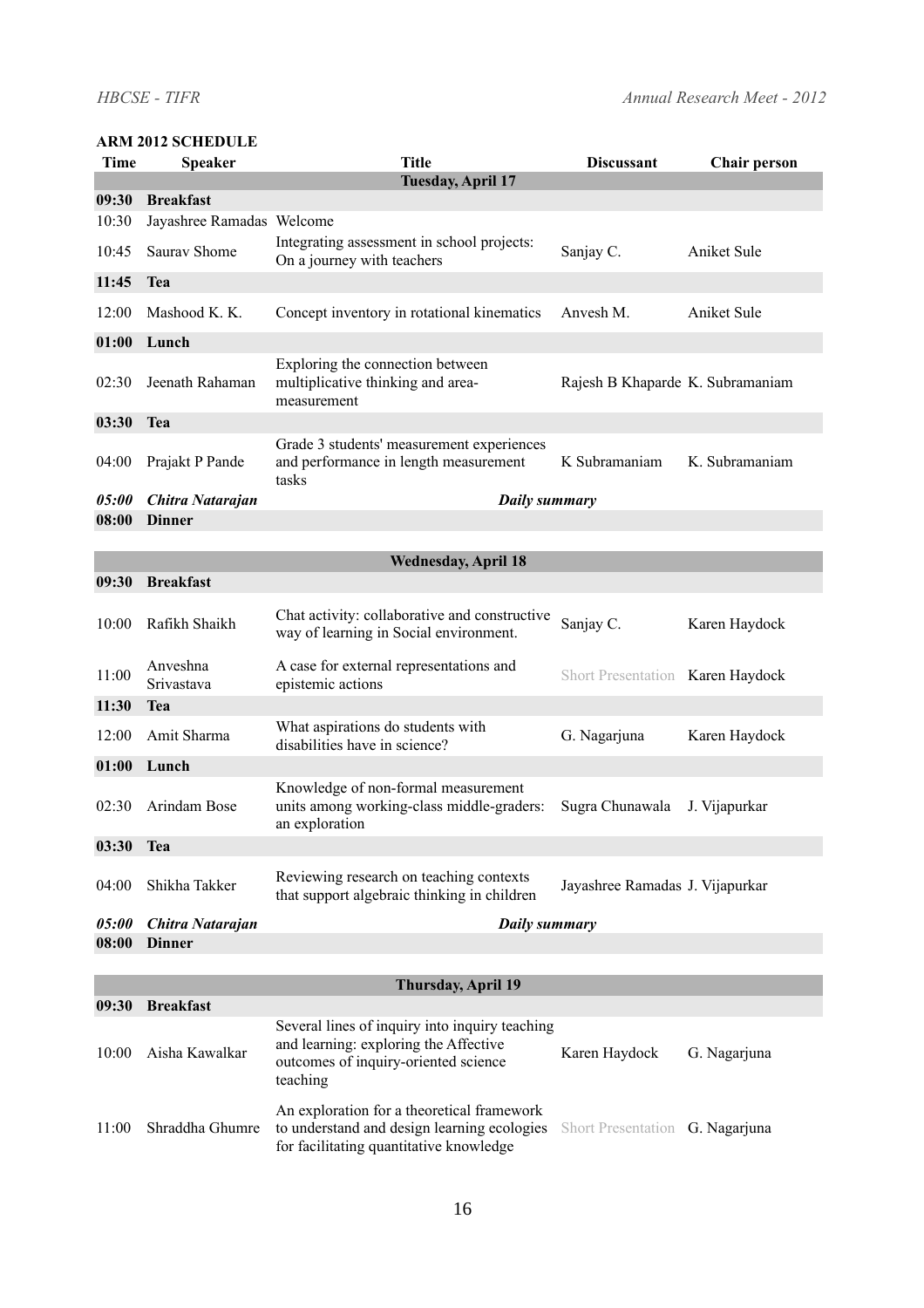**ARM 2012 SCHEDULE**

| Time | Speaker | Title | Discussant | Chair person |
|---|---|---|---|---|
| | | **Tuesday, April 17** | | |
| **09:30** | **Breakfast** | | | |
| 10:30 | Jayashree Ramadas | Welcome | | |
| 10:45 | Saurav Shome | Integrating assessment in school projects: On a journey with teachers | Sanjay C. | Aniket Sule |
| **11:45** | **Tea** | | | |
| 12:00 | Mashood K. K. | Concept inventory in rotational kinematics | Anvesh M. | Aniket Sule |
| **01:00** | **Lunch** | | | |
| 02:30 | Jeenath Rahaman | Exploring the connection between multiplicative thinking and area-measurement | Rajesh B Khaparde | K. Subramaniam |
| **03:30** | **Tea** | | | |
| 04:00 | Prajakt P Pande | Grade 3 students' measurement experiences and performance in length measurement tasks | K Subramaniam | K. Subramaniam |
| ***05:00*** | ***Chitra Natarajan*** | ***Daily summary*** | | |
| **08:00** | **Dinner** | | | |
| | | **Wednesday, April 18** | | |
| **09:30** | **Breakfast** | | | |
| 10:00 | Rafikh Shaikh | Chat activity: collaborative and constructive way of learning in Social environment. | Sanjay C. | Karen Haydock |
| 11:00 | Anveshna Srivastava | A case for external representations and epistemic actions | Short Presentation | Karen Haydock |
| **11:30** | **Tea** | | | |
| 12:00 | Amit Sharma | What aspirations do students with disabilities have in science? | G. Nagarjuna | Karen Haydock |
| **01:00** | **Lunch** | | | |
| 02:30 | Arindam Bose | Knowledge of non-formal measurement units among working-class middle-graders: an exploration | Sugra Chunawala | J. Vijapurkar |
| **03:30** | **Tea** | | | |
| 04:00 | Shikha Takker | Reviewing research on teaching contexts that support algebraic thinking in children | Jayashree Ramadas | J. Vijapurkar |
| ***05:00*** | ***Chitra Natarajan*** | ***Daily summary*** | | |
| **08:00** | **Dinner** | | | |
| | | **Thursday, April 19** | | |
| **09:30** | **Breakfast** | | | |
| 10:00 | Aisha Kawalkar | Several lines of inquiry into inquiry teaching and learning: exploring the Affective outcomes of inquiry-oriented science teaching | Karen Haydock | G. Nagarjuna |
| 11:00 | Shraddha Ghumre | An exploration for a theoretical framework to understand and design learning ecologies for facilitating quantitative knowledge | Short Presentation | G. Nagarjuna |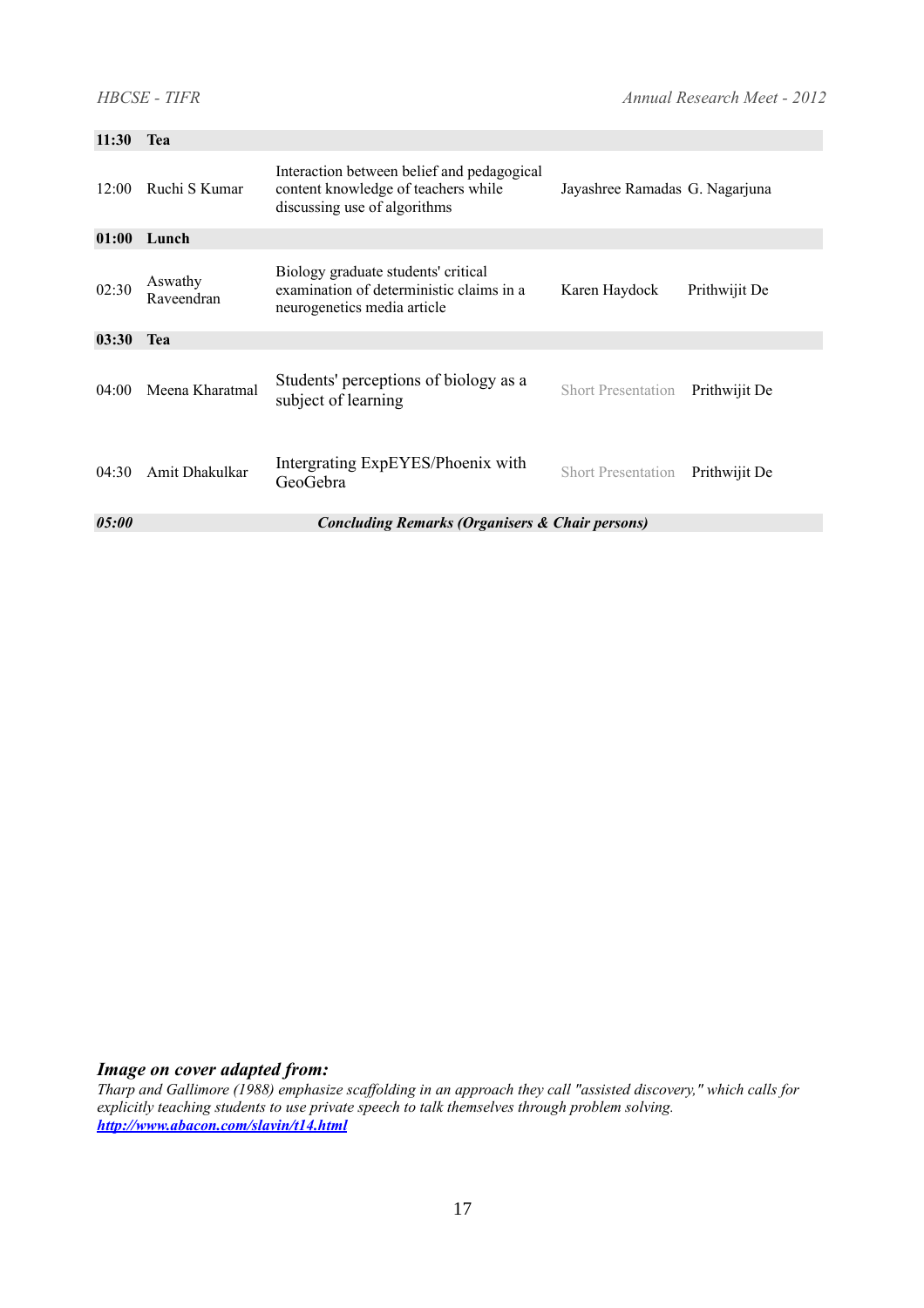| | | | | |
|---|---|---|---|---|
| **11:30** | **Tea** | | | |
| 12:00 | Ruchi S Kumar | Interaction between belief and pedagogical content knowledge of teachers while discussing use of algorithms | Jayashree Ramadas | G. Nagarjuna |
| **01:00** | **Lunch** | | | |
| 02:30 | Aswathy Raveendran | Biology graduate students' critical examination of deterministic claims in a neurogenetics media article | Karen Haydock | Prithwijit De |
| **03:30** | **Tea** | | | |
| 04:00 | Meena Kharatmal | Students' perceptions of biology as a subject of learning | Short Presentation | Prithwijit De |
| 04:30 | Amit Dhakulkar | Intergrating ExpEYES/Phoenix with GeoGebra | Short Presentation | Prithwijit De |
| ***05:00*** | ***Concluding Remarks (Organisers & Chair persons)*** | | | |

***Image on cover adapted from:***

*Tharp and Gallimore (1988) emphasize scaffolding in an approach they call "assisted discovery," which calls for explicitly teaching students to use private speech to talk themselves through problem solving.*
***http://www.abacon.com/slavin/t14.html***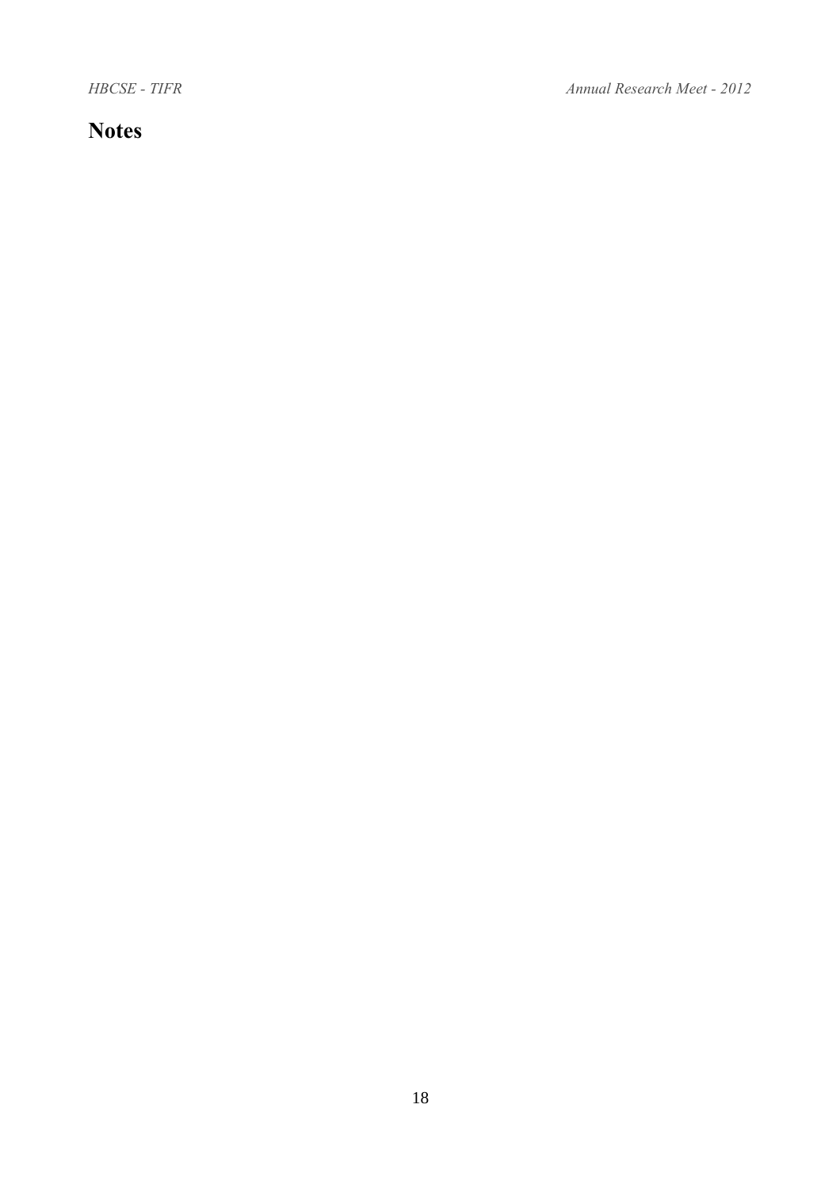# Notes